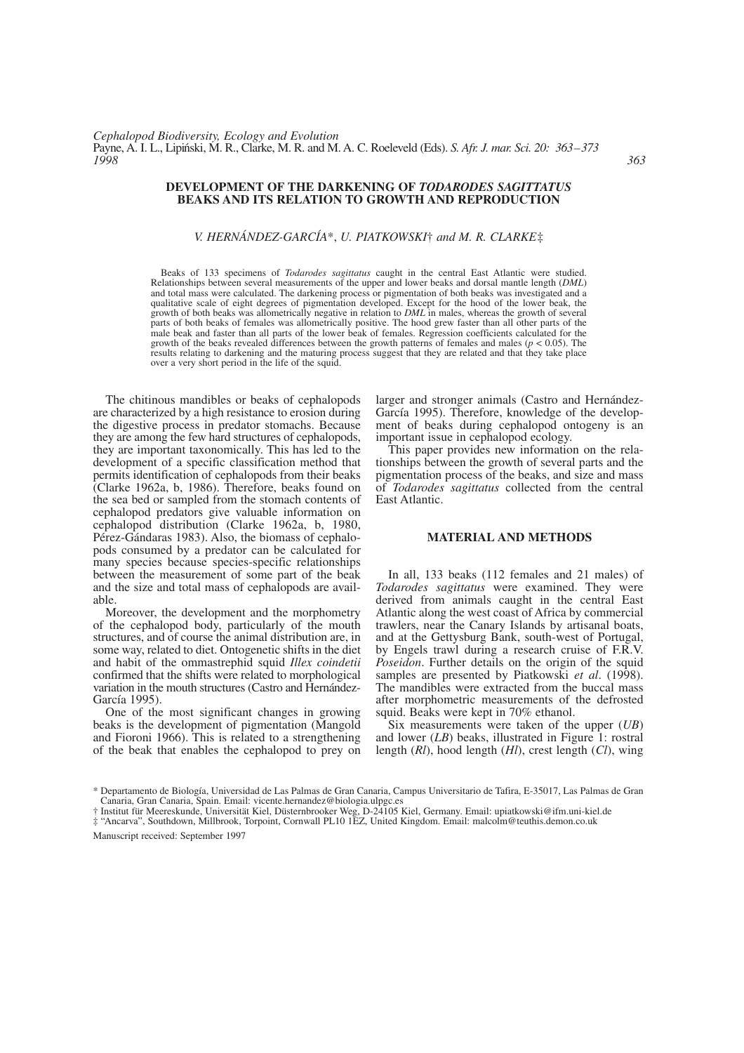# DEVELOPMENT OF THE DARKENING OF *TODARODES SAGITTATUS* BEAKS AND ITS RELATION TO GROWTH AND REPRODUCTION

*V. HERNÁNDEZ-GARCÍA*\*, *U. PIATKOWSKI*† *and M. R. CLARKE*‡

Beaks of 133 specimens of *Todarodes sagittatus* caught in the central East Atlantic were studied. Relationships between several measurements of the upper and lower beaks and dorsal mantle length (*DML*) and total mass were calculated. The darkening process or pigmentation of both beaks was investigated and a qualitative scale of eight degrees of pigmentation developed. Except for the hood of the lower beak, the growth of both beaks was allometrically negative in relation to *DML* in males, whereas the growth of several parts of both beaks of females was allometrically positive. The hood grew faster than all other parts of the male beak and faster than all parts of the lower beak of females. Regression coefficients calculated for the growth of the beaks revealed differences between the growth patterns of females and males ($p < 0.05$). The results relating to darkening and the maturing process suggest that they are related and that they take place over a very short period in the life of the squid.

The chitinous mandibles or beaks of cephalopods are characterized by a high resistance to erosion during the digestive process in predator stomachs. Because they are among the few hard structures of cephalopods, they are important taxonomically. This has led to the development of a specific classification method that permits identification of cephalopods from their beaks (Clarke 1962a, b, 1986). Therefore, beaks found on the sea bed or sampled from the stomach contents of cephalopod predators give valuable information on cephalopod distribution (Clarke 1962a, b, 1980, Pérez-Gándaras 1983). Also, the biomass of cephalopods consumed by a predator can be calculated for many species because species-specific relationships between the measurement of some part of the beak and the size and total mass of cephalopods are available.

Moreover, the development and the morphometry of the cephalopod body, particularly of the mouth structures, and of course the animal distribution are, in some way, related to diet. Ontogenetic shifts in the diet and habit of the ommastrephid squid *Illex coindetii* confirmed that the shifts were related to morphological variation in the mouth structures (Castro and Hernández-García 1995).

One of the most significant changes in growing beaks is the development of pigmentation (Mangold and Fioroni 1966). This is related to a strengthening of the beak that enables the cephalopod to prey on larger and stronger animals (Castro and Hernández-García 1995). Therefore, knowledge of the development of beaks during cephalopod ontogeny is an important issue in cephalopod ecology.

This paper provides new information on the relationships between the growth of several parts and the pigmentation process of the beaks, and size and mass of *Todarodes sagittatus* collected from the central East Atlantic.

## MATERIAL AND METHODS

In all, 133 beaks (112 females and 21 males) of *Todarodes sagittatus* were examined. They were derived from animals caught in the central East Atlantic along the west coast of Africa by commercial trawlers, near the Canary Islands by artisanal boats, and at the Gettysburg Bank, south-west of Portugal, by Engels trawl during a research cruise of F.R.V. *Poseidon*. Further details on the origin of the squid samples are presented by Piatkowski *et al*. (1998). The mandibles were extracted from the buccal mass after morphometric measurements of the defrosted squid. Beaks were kept in 70% ethanol.

Six measurements were taken of the upper (*UB*) and lower (*LB*) beaks, illustrated in Figure 1: rostral length (*Rl*), hood length (*Hl*), crest length (*Cl*), wing

\* Departamento de Biología, Universidad de Las Palmas de Gran Canaria, Campus Universitario de Tafira, E-35017, Las Palmas de Gran Canaria, Gran Canaria, Spain. Email: vicente.hernandez@biologia.ulpgc.es

† Institut für Meereskunde, Universität Kiel, Düsternbrooker Weg, D-24105 Kiel, Germany. Email: upiatkowski@ifm.uni-kiel.de

‡ "Ancarva", Southdown, Millbrook, Torpoint, Cornwall PL10 1EZ, United Kingdom. Email: malcolm@teuthis.demon.co.uk

Manuscript received: September 1997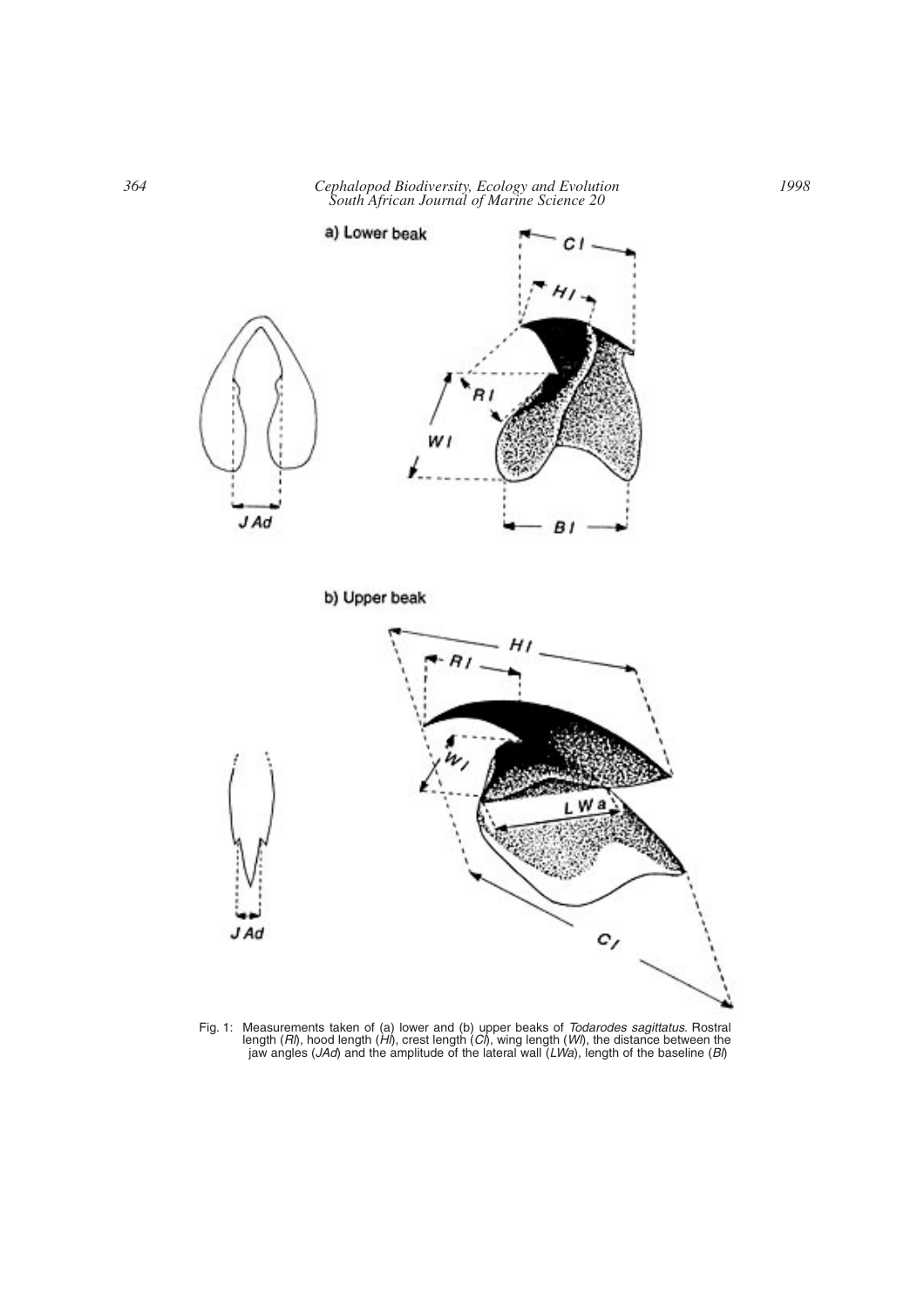Fig. 1: Measurements taken of (a) lower and (b) upper beaks of *Todarodes sagittatus*. Rostral length (*Rl*), hood length (*Hl*), crest length (*Cl*), wing length (*Wl*), the distance between the jaw angles (*JAd*) and the amplitude of the lateral wall (*LWa*), length of the baseline (*Bl*)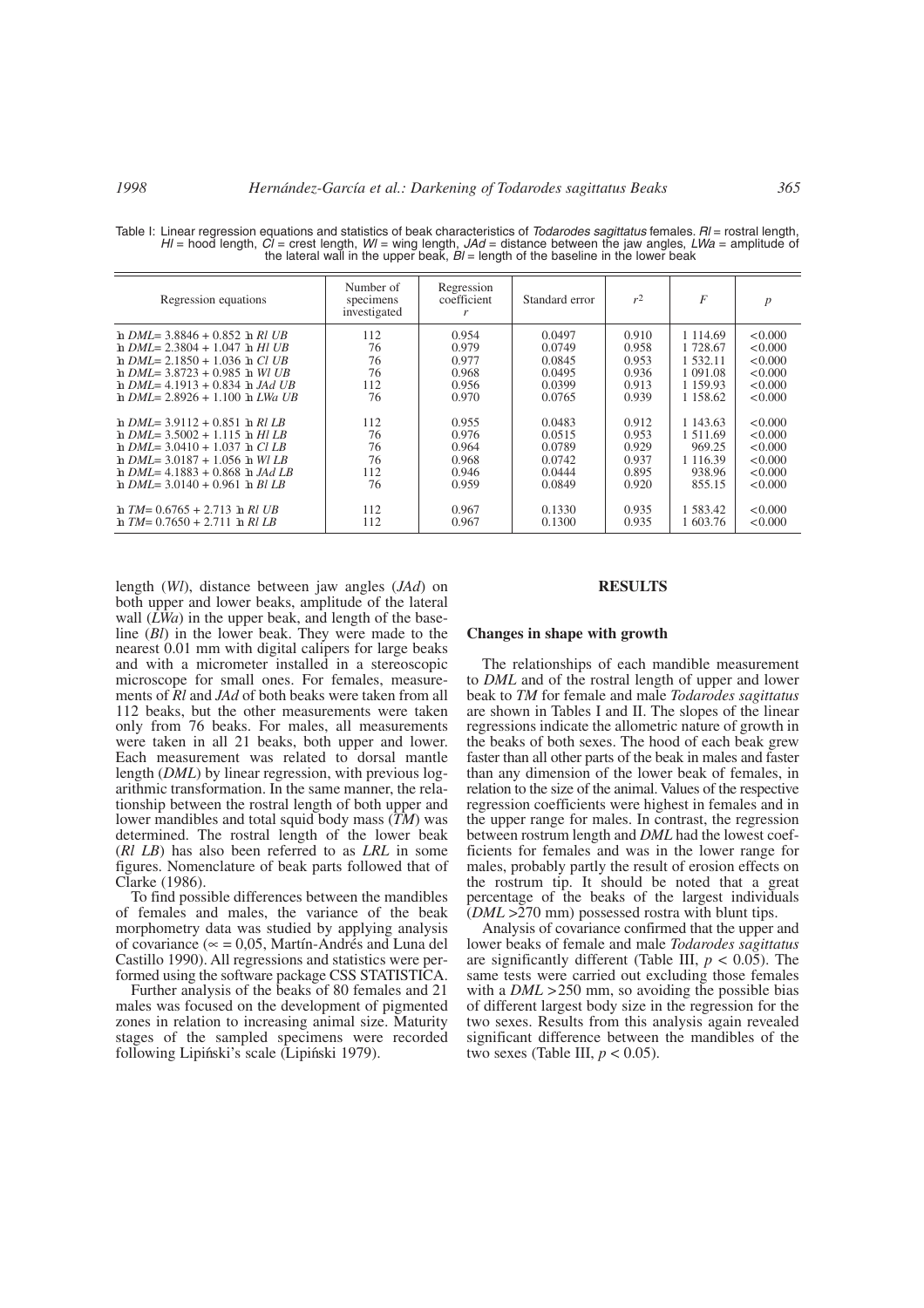Table I: Linear regression equations and statistics of beak characteristics of *Todarodes sagittatus* females. *Rl* = rostral length, *Hl* = hood length, *Cl* = crest length, *Wl* = wing length, *JAd* = distance between the jaw angles, *LWa* = amplitude of the lateral wall in the upper beak, *Bl* = length of the baseline in the lower beak

| Regression equations | Number of specimens investigated | Regression coefficient $r$ | Standard error | $r^2$ | $F$ | $p$ |
|---|---|---|---|---|---|---|
| $\ln DML = 3.8846 + 0.852 \ln Rl\ UB$ | 112 | 0.954 | 0.0497 | 0.910 | 1 114.69 | <0.000 |
| $\ln DML = 2.3804 + 1.047 \ln Hl\ UB$ | 76 | 0.979 | 0.0749 | 0.958 | 1 728.67 | <0.000 |
| $\ln DML = 2.1850 + 1.036 \ln Cl\ UB$ | 76 | 0.977 | 0.0845 | 0.953 | 1 532.11 | <0.000 |
| $\ln DML = 3.8723 + 0.985 \ln Wl\ UB$ | 76 | 0.968 | 0.0495 | 0.936 | 1 091.08 | <0.000 |
| $\ln DML = 4.1913 + 0.834 \ln JAd\ UB$ | 112 | 0.956 | 0.0399 | 0.913 | 1 159.93 | <0.000 |
| $\ln DML = 2.8926 + 1.100 \ln LWa\ UB$ | 76 | 0.970 | 0.0765 | 0.939 | 1 158.62 | <0.000 |
| $\ln DML = 3.9112 + 0.851 \ln Rl\ LB$ | 112 | 0.955 | 0.0483 | 0.912 | 1 143.63 | <0.000 |
| $\ln DML = 3.5002 + 1.115 \ln Hl\ LB$ | 76 | 0.976 | 0.0515 | 0.953 | 1 511.69 | <0.000 |
| $\ln DML = 3.0410 + 1.037 \ln Cl\ LB$ | 76 | 0.964 | 0.0789 | 0.929 | 969.25 | <0.000 |
| $\ln DML = 3.0187 + 1.056 \ln Wl\ LB$ | 76 | 0.968 | 0.0742 | 0.937 | 1 116.39 | <0.000 |
| $\ln DML = 4.1883 + 0.868 \ln JAd\ LB$ | 112 | 0.946 | 0.0444 | 0.895 | 938.96 | <0.000 |
| $\ln DML = 3.0140 + 0.961 \ln Bl\ LB$ | 76 | 0.959 | 0.0849 | 0.920 | 855.15 | <0.000 |
| $\ln TM = 0.6765 + 2.713 \ln Rl\ UB$ | 112 | 0.967 | 0.1330 | 0.935 | 1 583.42 | <0.000 |
| $\ln TM = 0.7650 + 2.711 \ln Rl\ LB$ | 112 | 0.967 | 0.1300 | 0.935 | 1 603.76 | <0.000 |

length (*Wl*), distance between jaw angles (*JAd*) on both upper and lower beaks, amplitude of the lateral wall (*LWa*) in the upper beak, and length of the baseline (*Bl*) in the lower beak. They were made to the nearest 0.01 mm with digital calipers for large beaks and with a micrometer installed in a stereoscopic microscope for small ones. For females, measurements of *Rl* and *JAd* of both beaks were taken from all 112 beaks, but the other measurements were taken only from 76 beaks. For males, all measurements were taken in all 21 beaks, both upper and lower. Each measurement was related to dorsal mantle length (*DML*) by linear regression, with previous logarithmic transformation. In the same manner, the relationship between the rostral length of both upper and lower mandibles and total squid body mass (*TM*) was determined. The rostral length of the lower beak (*Rl LB*) has also been referred to as *LRL* in some figures. Nomenclature of beak parts followed that of Clarke (1986).

To find possible differences between the mandibles of females and males, the variance of the beak morphometry data was studied by applying analysis of covariance ($\propto = 0{,}05$, Martín-Andrés and Luna del Castillo 1990). All regressions and statistics were performed using the software package CSS STATISTICA.

Further analysis of the beaks of 80 females and 21 males was focused on the development of pigmented zones in relation to increasing animal size. Maturity stages of the sampled specimens were recorded following Lipiński's scale (Lipiński 1979).

## RESULTS

### Changes in shape with growth

The relationships of each mandible measurement to *DML* and of the rostral length of upper and lower beak to *TM* for female and male *Todarodes sagittatus* are shown in Tables I and II. The slopes of the linear regressions indicate the allometric nature of growth in the beaks of both sexes. The hood of each beak grew faster than all other parts of the beak in males and faster than any dimension of the lower beak of females, in relation to the size of the animal. Values of the respective regression coefficients were highest in females and in the upper range for males. In contrast, the regression between rostrum length and *DML* had the lowest coefficients for females and was in the lower range for males, probably partly the result of erosion effects on the rostrum tip. It should be noted that a great percentage of the beaks of the largest individuals (*DML* >270 mm) possessed rostra with blunt tips.

Analysis of covariance confirmed that the upper and lower beaks of female and male *Todarodes sagittatus* are significantly different (Table III, $p < 0.05$). The same tests were carried out excluding those females with a *DML* >250 mm, so avoiding the possible bias of different largest body size in the regression for the two sexes. Results from this analysis again revealed significant difference between the mandibles of the two sexes (Table III, $p < 0.05$).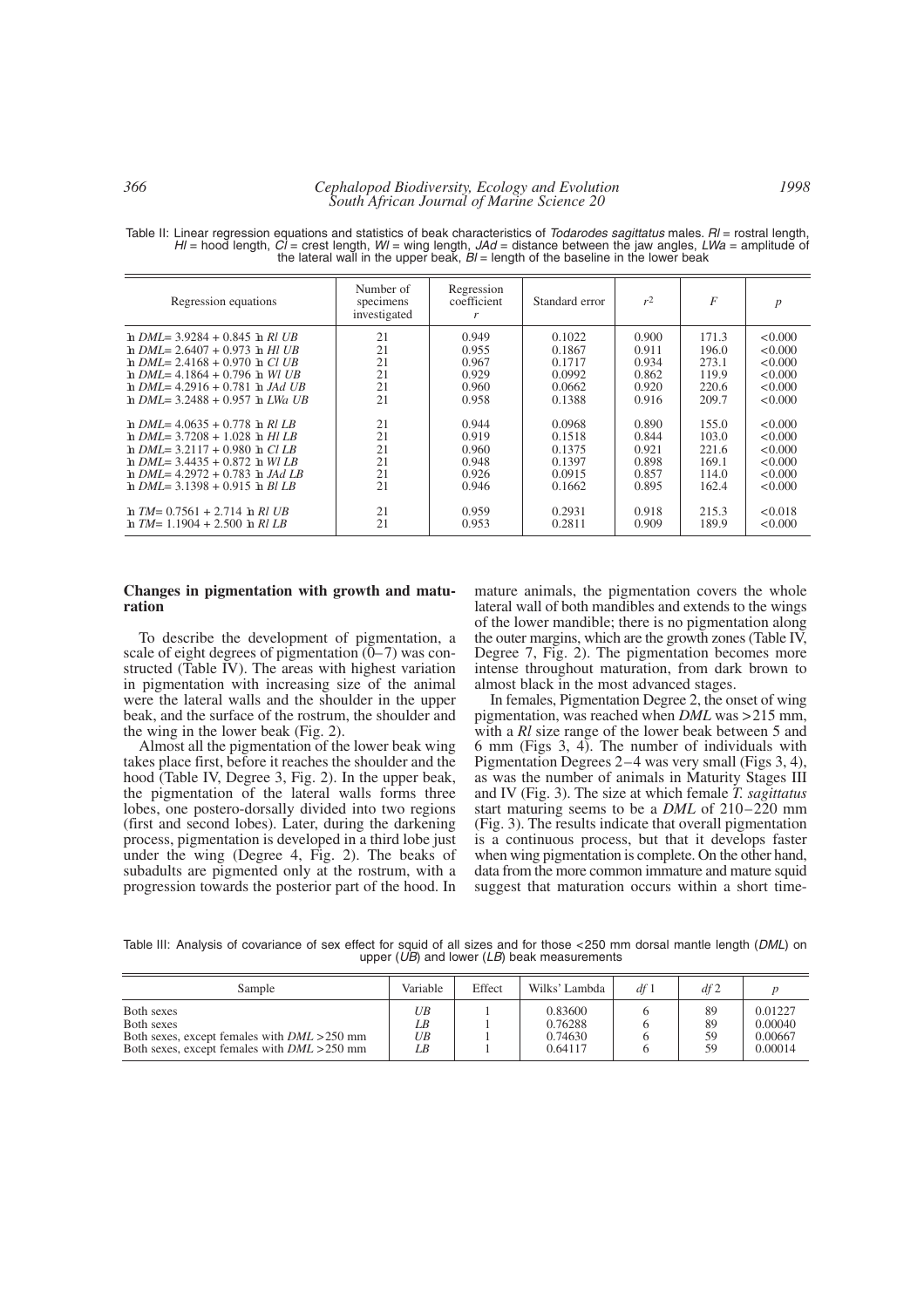Table II: Linear regression equations and statistics of beak characteristics of *Todarodes sagittatus* males. *Rl* = rostral length, *Hl* = hood length, *Cl* = crest length, *Wl* = wing length, *JAd* = distance between the jaw angles, *LWa* = amplitude of the lateral wall in the upper beak, *Bl* = length of the baseline in the lower beak

| Regression equations | Number of specimens investigated | Regression coefficient $r$ | Standard error | $r^2$ | $F$ | $p$ |
|---|---|---|---|---|---|---|
| $\ln DML = 3.9284 + 0.845 \ln Rl\ UB$ | 21 | 0.949 | 0.1022 | 0.900 | 171.3 | <0.000 |
| $\ln DML = 2.6407 + 0.973 \ln Hl\ UB$ | 21 | 0.955 | 0.1867 | 0.911 | 196.0 | <0.000 |
| $\ln DML = 2.4168 + 0.970 \ln Cl\ UB$ | 21 | 0.967 | 0.1717 | 0.934 | 273.1 | <0.000 |
| $\ln DML = 4.1864 + 0.796 \ln Wl\ UB$ | 21 | 0.929 | 0.0992 | 0.862 | 119.9 | <0.000 |
| $\ln DML = 4.2916 + 0.781 \ln JAd\ UB$ | 21 | 0.960 | 0.0662 | 0.920 | 220.6 | <0.000 |
| $\ln DML = 3.2488 + 0.957 \ln LWa\ UB$ | 21 | 0.958 | 0.1388 | 0.916 | 209.7 | <0.000 |
| $\ln DML = 4.0635 + 0.778 \ln Rl\ LB$ | 21 | 0.944 | 0.0968 | 0.890 | 155.0 | <0.000 |
| $\ln DML = 3.7208 + 1.028 \ln Hl\ LB$ | 21 | 0.919 | 0.1518 | 0.844 | 103.0 | <0.000 |
| $\ln DML = 3.2117 + 0.980 \ln Cl\ LB$ | 21 | 0.960 | 0.1375 | 0.921 | 221.6 | <0.000 |
| $\ln DML = 3.4435 + 0.872 \ln Wl\ LB$ | 21 | 0.948 | 0.1397 | 0.898 | 169.1 | <0.000 |
| $\ln DML = 4.2972 + 0.783 \ln JAd\ LB$ | 21 | 0.926 | 0.0915 | 0.857 | 114.0 | <0.000 |
| $\ln DML = 3.1398 + 0.915 \ln Bl\ LB$ | 21 | 0.946 | 0.1662 | 0.895 | 162.4 | <0.000 |
| $\ln TM = 0.7561 + 2.714 \ln Rl\ UB$ | 21 | 0.959 | 0.2931 | 0.918 | 215.3 | <0.018 |
| $\ln TM = 1.1904 + 2.500 \ln Rl\ LB$ | 21 | 0.953 | 0.2811 | 0.909 | 189.9 | <0.000 |

## Changes in pigmentation with growth and maturation

To describe the development of pigmentation, a scale of eight degrees of pigmentation (0–7) was constructed (Table IV). The areas with highest variation in pigmentation with increasing size of the animal were the lateral walls and the shoulder in the upper beak, and the surface of the rostrum, the shoulder and the wing in the lower beak (Fig. 2).

Almost all the pigmentation of the lower beak wing takes place first, before it reaches the shoulder and the hood (Table IV, Degree 3, Fig. 2). In the upper beak, the pigmentation of the lateral walls forms three lobes, one postero-dorsally divided into two regions (first and second lobes). Later, during the darkening process, pigmentation is developed in a third lobe just under the wing (Degree 4, Fig. 2). The beaks of subadults are pigmented only at the rostrum, with a progression towards the posterior part of the hood. In mature animals, the pigmentation covers the whole lateral wall of both mandibles and extends to the wings of the lower mandible; there is no pigmentation along the outer margins, which are the growth zones (Table IV, Degree 7, Fig. 2). The pigmentation becomes more intense throughout maturation, from dark brown to almost black in the most advanced stages.

In females, Pigmentation Degree 2, the onset of wing pigmentation, was reached when *DML* was >215 mm, with a *Rl* size range of the lower beak between 5 and 6 mm (Figs 3, 4). The number of individuals with Pigmentation Degrees 2–4 was very small (Figs 3, 4), as was the number of animals in Maturity Stages III and IV (Fig. 3). The size at which female *T. sagittatus* start maturing seems to be a *DML* of 210–220 mm (Fig. 3). The results indicate that overall pigmentation is a continuous process, but that it develops faster when wing pigmentation is complete. On the other hand, data from the more common immature and mature squid suggest that maturation occurs within a short time-

Table III: Analysis of covariance of sex effect for squid of all sizes and for those <250 mm dorsal mantle length (*DML*) on upper (*UB*) and lower (*LB*) beak measurements

| Sample | Variable | Effect | Wilks' Lambda | $df$ 1 | $df$ 2 | $p$ |
|---|---|---|---|---|---|---|
| Both sexes | *UB* | 1 | 0.83600 | 6 | 89 | 0.01227 |
| Both sexes | *LB* | 1 | 0.76288 | 6 | 89 | 0.00040 |
| Both sexes, except females with *DML* >250 mm | *UB* | 1 | 0.74630 | 6 | 59 | 0.00667 |
| Both sexes, except females with *DML* >250 mm | *LB* | 1 | 0.64117 | 6 | 59 | 0.00014 |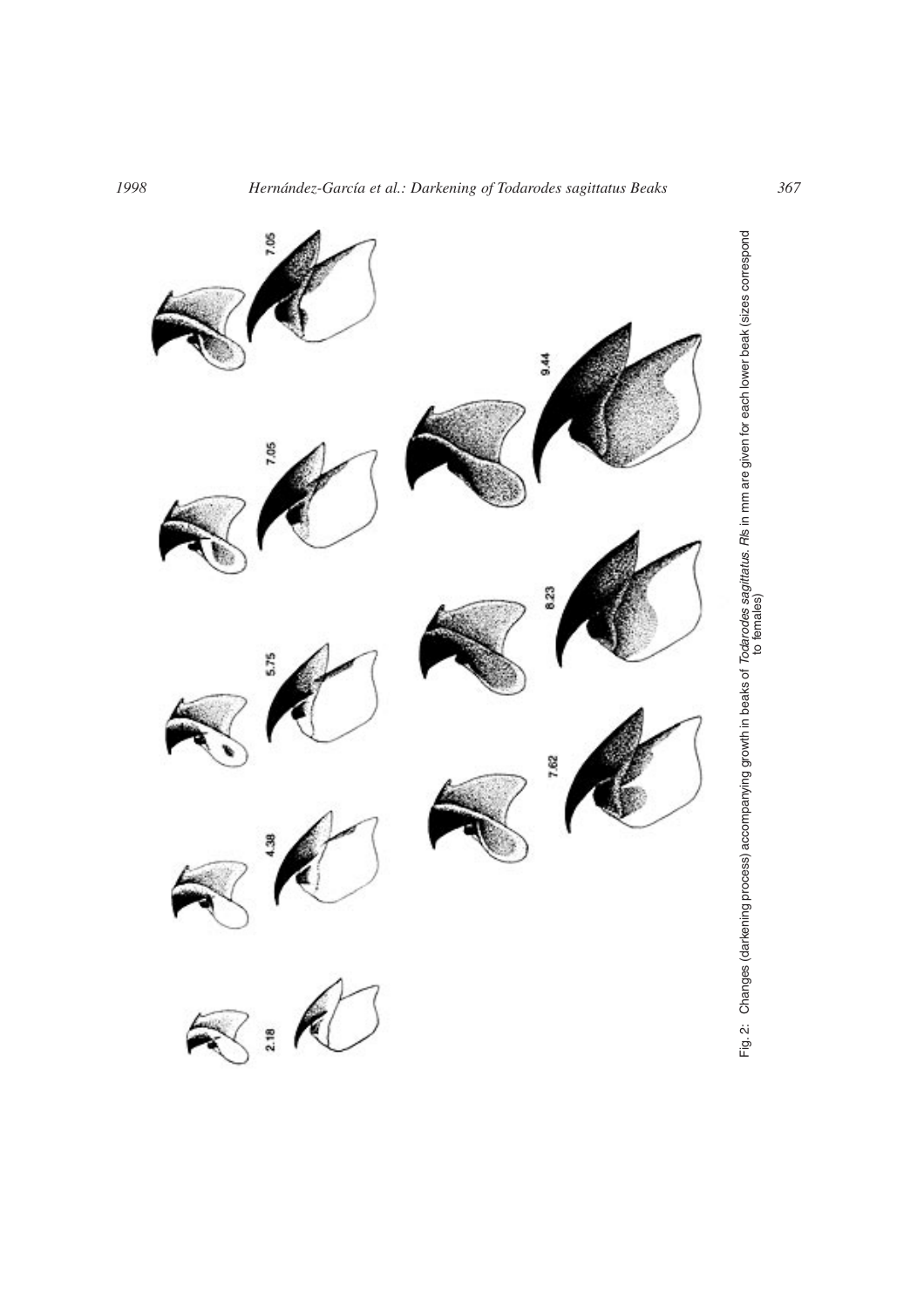Fig. 2: Changes (darkening process) accompanying growth in beaks of *Todarodes sagittatus*. *RIs* in mm are given for each lower beak (sizes correspond to females)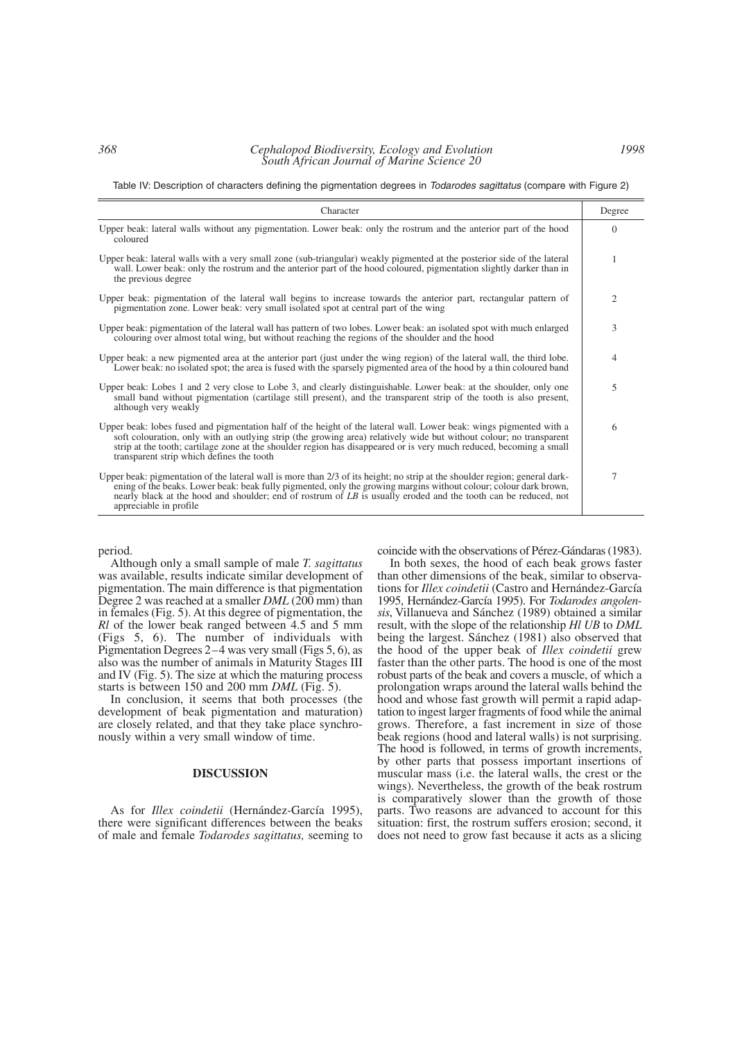Table IV: Description of characters defining the pigmentation degrees in *Todarodes sagittatus* (compare with Figure 2)

| Character | Degree |
|---|---|
| Upper beak: lateral walls without any pigmentation. Lower beak: only the rostrum and the anterior part of the hood coloured | 0 |
| Upper beak: lateral walls with a very small zone (sub-triangular) weakly pigmented at the posterior side of the lateral wall. Lower beak: only the rostrum and the anterior part of the hood coloured, pigmentation slightly darker than in the previous degree | 1 |
| Upper beak: pigmentation of the lateral wall begins to increase towards the anterior part, rectangular pattern of pigmentation zone. Lower beak: very small isolated spot at central part of the wing | 2 |
| Upper beak: pigmentation of the lateral wall has pattern of two lobes. Lower beak: an isolated spot with much enlarged colouring over almost total wing, but without reaching the regions of the shoulder and the hood | 3 |
| Upper beak: a new pigmented area at the anterior part (just under the wing region) of the lateral wall, the third lobe. Lower beak: no isolated spot; the area is fused with the sparsely pigmented area of the hood by a thin coloured band | 4 |
| Upper beak: Lobes 1 and 2 very close to Lobe 3, and clearly distinguishable. Lower beak: at the shoulder, only one small band without pigmentation (cartilage still present), and the transparent strip of the tooth is also present, although very weakly | 5 |
| Upper beak: lobes fused and pigmentation half of the height of the lateral wall. Lower beak: wings pigmented with a soft colouration, only with an outlying strip (the growing area) relatively wide but without colour; no transparent strip at the tooth; cartilage zone at the shoulder region has disappeared or is very much reduced, becoming a small transparent strip which defines the tooth | 6 |
| Upper beak: pigmentation of the lateral wall is more than 2/3 of its height; no strip at the shoulder region; general darkening of the beaks. Lower beak: beak fully pigmented, only the growing margins without colour; colour dark brown, nearly black at the hood and shoulder; end of rostrum of *LB* is usually eroded and the tooth can be reduced, not appreciable in profile | 7 |

period.

Although only a small sample of male *T. sagittatus* was available, results indicate similar development of pigmentation. The main difference is that pigmentation Degree 2 was reached at a smaller *DML* (200 mm) than in females (Fig. 5). At this degree of pigmentation, the *Rl* of the lower beak ranged between 4.5 and 5 mm (Figs 5, 6). The number of individuals with Pigmentation Degrees 2–4 was very small (Figs 5, 6), as also was the number of animals in Maturity Stages III and IV (Fig. 5). The size at which the maturing process starts is between 150 and 200 mm *DML* (Fig. 5).

In conclusion, it seems that both processes (the development of beak pigmentation and maturation) are closely related, and that they take place synchronously within a very small window of time.

## DISCUSSION

As for *Illex coindetii* (Hernández-García 1995), there were significant differences between the beaks of male and female *Todarodes sagittatus,* seeming to coincide with the observations of Pérez-Gándaras (1983).

In both sexes, the hood of each beak grows faster than other dimensions of the beak, similar to observations for *Illex coindetii* (Castro and Hernández-García 1995, Hernández-García 1995). For *Todarodes angolensis*, Villanueva and Sánchez (1989) obtained a similar result, with the slope of the relationship *Hl UB* to *DML* being the largest. Sánchez (1981) also observed that the hood of the upper beak of *Illex coindetii* grew faster than the other parts. The hood is one of the most robust parts of the beak and covers a muscle, of which a prolongation wraps around the lateral walls behind the hood and whose fast growth will permit a rapid adaptation to ingest larger fragments of food while the animal grows. Therefore, a fast increment in size of those beak regions (hood and lateral walls) is not surprising. The hood is followed, in terms of growth increments, by other parts that possess important insertions of muscular mass (i.e. the lateral walls, the crest or the wings). Nevertheless, the growth of the beak rostrum is comparatively slower than the growth of those parts. Two reasons are advanced to account for this situation: first, the rostrum suffers erosion; second, it does not need to grow fast because it acts as a slicing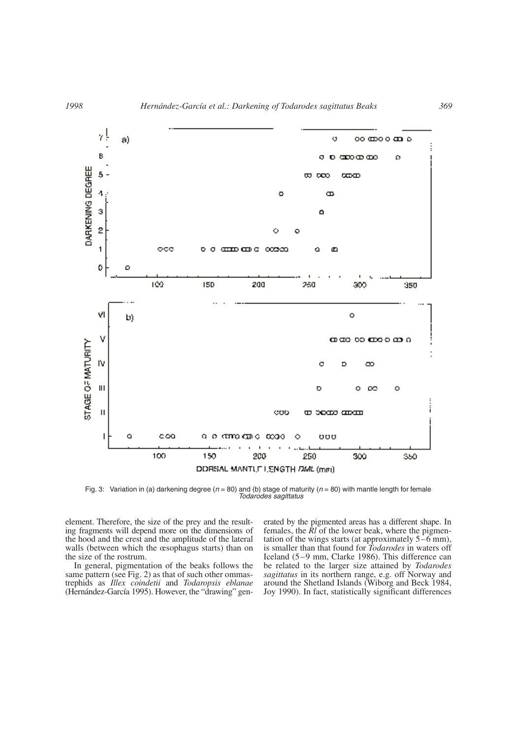Fig. 3: Variation in (a) darkening degree ($n = 80$) and (b) stage of maturity ($n = 80$) with mantle length for female *Todarodes sagittatus*

element. Therefore, the size of the prey and the resulting fragments will depend more on the dimensions of the hood and the crest and the amplitude of the lateral walls (between which the œsophagus starts) than on the size of the rostrum.

In general, pigmentation of the beaks follows the same pattern (see Fig. 2) as that of such other ommastrephids as *Illex coindetii* and *Todaropsis eblanae* (Hernández-García 1995). However, the "drawing" generated by the pigmented areas has a different shape. In females, the *Rl* of the lower beak, where the pigmentation of the wings starts (at approximately 5–6 mm), is smaller than that found for *Todarodes* in waters off Iceland (5–9 mm, Clarke 1986). This difference can be related to the larger size attained by *Todarodes sagittatus* in its northern range, e.g. off Norway and around the Shetland Islands (Wiborg and Beck 1984, Joy 1990). In fact, statistically significant differences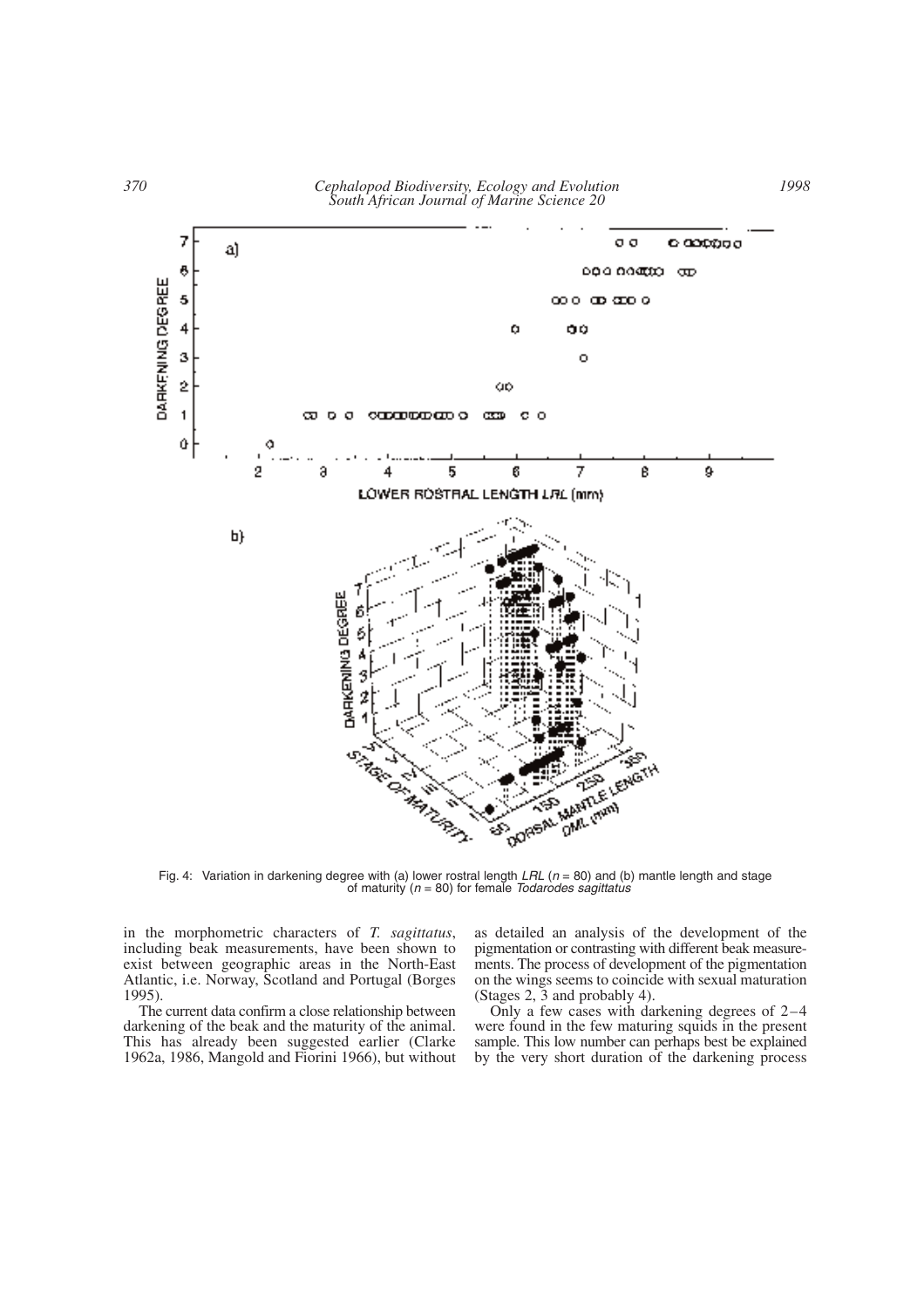Fig. 4: Variation in darkening degree with (a) lower rostral length *LRL* ($n$ = 80) and (b) mantle length and stage of maturity ($n$ = 80) for female *Todarodes sagittatus*

in the morphometric characters of *T. sagittatus*, including beak measurements, have been shown to exist between geographic areas in the North-East Atlantic, i.e. Norway, Scotland and Portugal (Borges 1995).

The current data confirm a close relationship between darkening of the beak and the maturity of the animal. This has already been suggested earlier (Clarke 1962a, 1986, Mangold and Fiorini 1966), but without as detailed an analysis of the development of the pigmentation or contrasting with different beak measurements. The process of development of the pigmentation on the wings seems to coincide with sexual maturation (Stages 2, 3 and probably 4).

Only a few cases with darkening degrees of 2–4 were found in the few maturing squids in the present sample. This low number can perhaps best be explained by the very short duration of the darkening process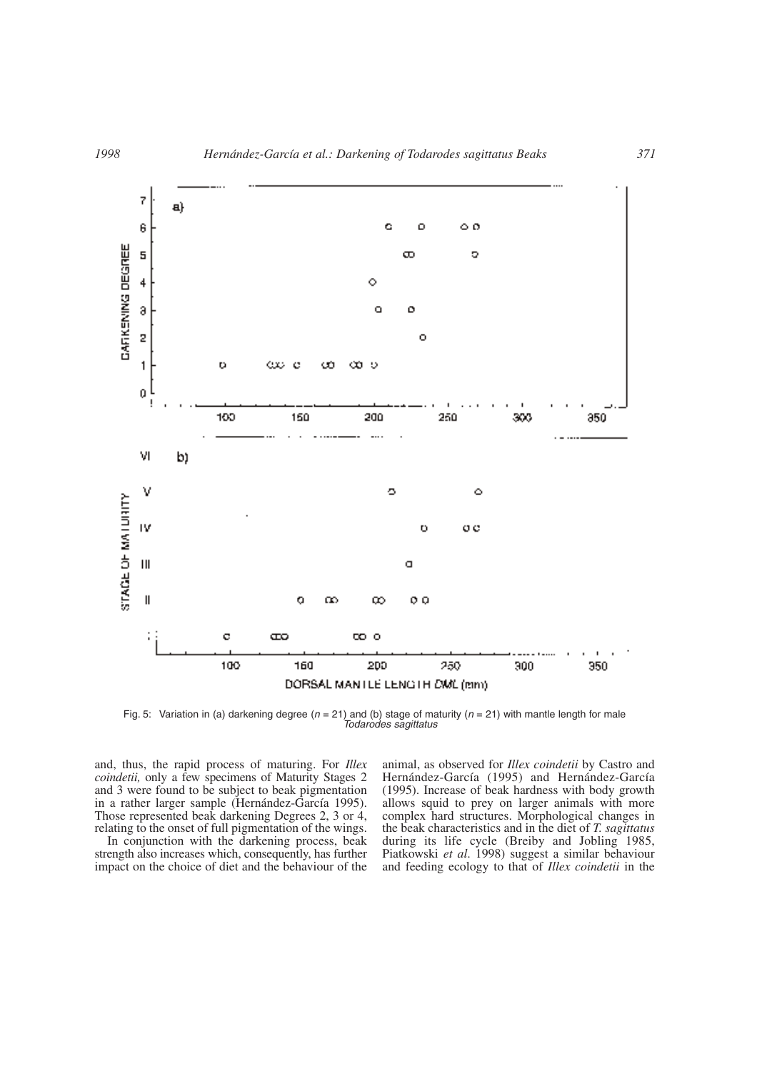Fig. 5: Variation in (a) darkening degree ($n$ = 21) and (b) stage of maturity ($n$ = 21) with mantle length for male *Todarodes sagittatus*

and, thus, the rapid process of maturing. For *Illex coindetii,* only a few specimens of Maturity Stages 2 and 3 were found to be subject to beak pigmentation in a rather larger sample (Hernández-García 1995). Those represented beak darkening Degrees 2, 3 or 4, relating to the onset of full pigmentation of the wings.

In conjunction with the darkening process, beak strength also increases which, consequently, has further impact on the choice of diet and the behaviour of the animal, as observed for *Illex coindetii* by Castro and Hernández-García (1995) and Hernández-García (1995). Increase of beak hardness with body growth allows squid to prey on larger animals with more complex hard structures. Morphological changes in the beak characteristics and in the diet of *T. sagittatus* during its life cycle (Breiby and Jobling 1985, Piatkowski *et al*. 1998) suggest a similar behaviour and feeding ecology to that of *Illex coindetii* in the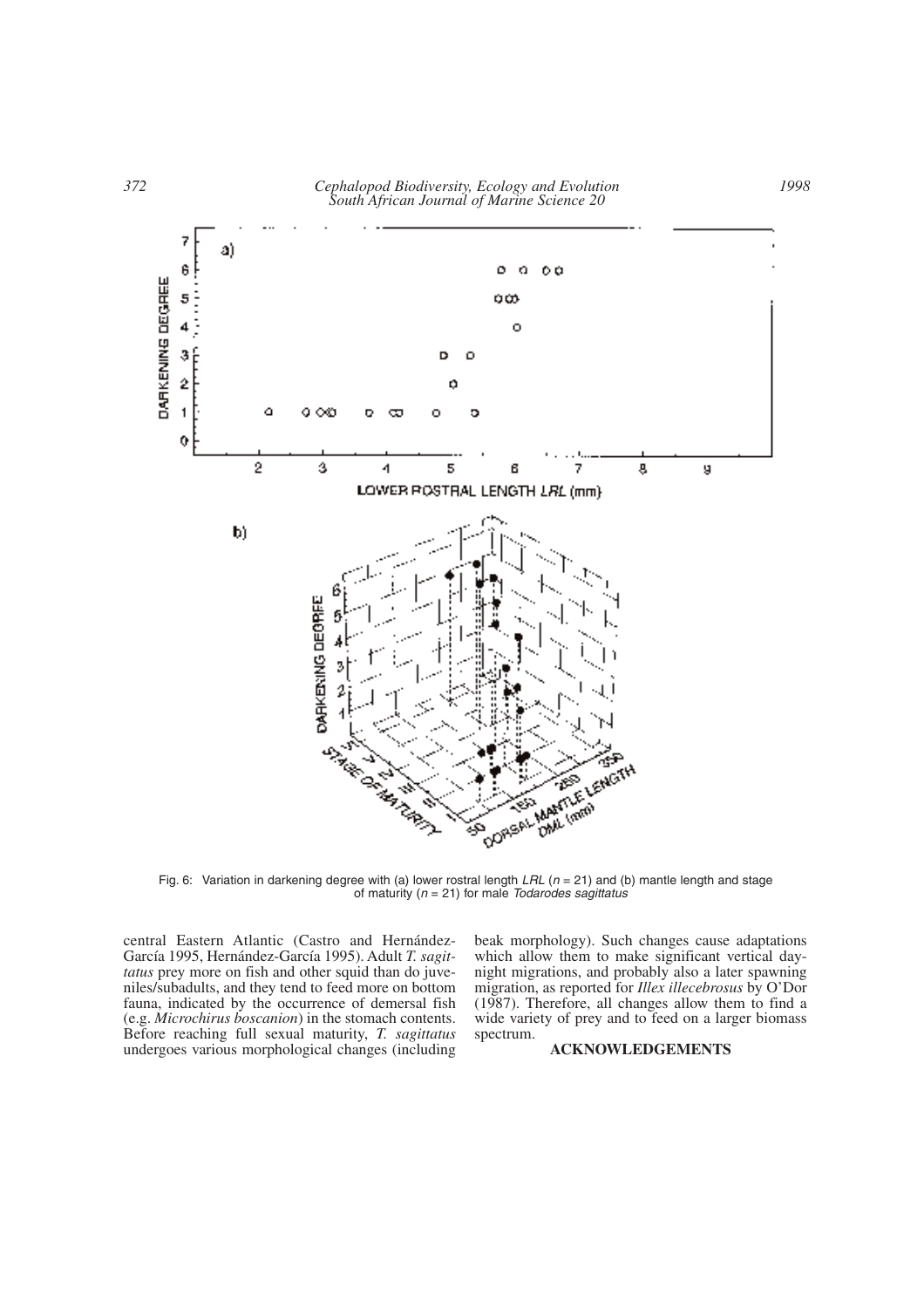Fig. 6: Variation in darkening degree with (a) lower rostral length *LRL* ($n$ = 21) and (b) mantle length and stage of maturity ($n$ = 21) for male *Todarodes sagittatus*

central Eastern Atlantic (Castro and Hernández-García 1995, Hernández-García 1995). Adult *T. sagittatus* prey more on fish and other squid than do juveniles/subadults, and they tend to feed more on bottom fauna, indicated by the occurrence of demersal fish (e.g. *Microchirus boscanion*) in the stomach contents. Before reaching full sexual maturity, *T. sagittatus* undergoes various morphological changes (including beak morphology). Such changes cause adaptations which allow them to make significant vertical day-night migrations, and probably also a later spawning migration, as reported for *Illex illecebrosus* by O'Dor (1987). Therefore, all changes allow them to find a wide variety of prey and to feed on a larger biomass spectrum.

## ACKNOWLEDGEMENTS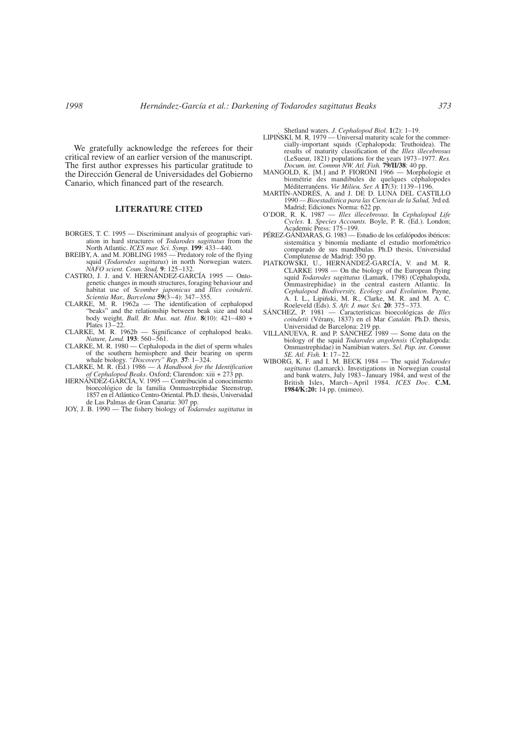We gratefully acknowledge the referees for their critical review of an earlier version of the manuscript. The first author expresses his particular gratitude to the Dirección General de Universidades del Gobierno Canario, which financed part of the research.

## LITERATURE CITED

BORGES, T. C. 1995 — Discriminant analysis of geographic variation in hard structures of *Todarodes sagittatus* from the North Atlantic. *ICES mar. Sci. Symp.* **199**: 433–440.

BREIBY, A. and M. JOBLING 1985 — Predatory role of the flying squid (*Todarodes sagittatus*) in north Norwegian waters. *NAFO scient. Coun. Stud.* **9**: 125–132.

CASTRO, J. J. and V. HERNÁNDEZ-GARCÍA 1995 — Ontogenetic changes in mouth structures, foraging behaviour and habitat use of *Scomber japonicus* and *Illex coindetii*. *Scientia Mar., Barcelona* **59**(3–4): 347–355.

CLARKE, M. R. 1962a — The identification of cephalopod "beaks" and the relationship between beak size and total body weight. *Bull. Br. Mus. nat. Hist.* **8**(10): 421–480 + Plates 13–22.

CLARKE, M. R. 1962b — Significance of cephalopod beaks. *Nature, Lond.* **193**: 560–561.

CLARKE, M. R. 1980 — Cephalopoda in the diet of sperm whales of the southern hemisphere and their bearing on sperm whale biology. *"Discovery" Rep.* **37**: 1–324.

CLARKE, M. R. (Ed.) 1986 — *A Handbook for the Identification of Cephalopod Beaks*. Oxford; Clarendon: xiii + 273 pp.

HERNÁNDEZ-GARCÍA, V. 1995 — Contribución al conocimiento bioecológico de la familia Ommastrephidae Steenstrup, 1857 en el Atlántico Centro-Oriental. Ph.D. thesis, Universidad de Las Palmas de Gran Canaria: 307 pp.

JOY, J. B. 1990 — The fishery biology of *Todarodes sagittatus* in Shetland waters. *J. Cephalopod Biol.* **1**(2): 1–19.

LIPIŃSKI, M. R. 1979 — Universal maturity scale for the commercially-important squids (Cephalopoda: Teuthoidea). The results of maturity classification of the *Illex illecebrosus* (LeSueur, 1821) populations for the years 1973–1977. *Res. Docum. int. Commn NW. Atl. Fish.* **79/II/38**: 40 pp.

MANGOLD, K. [M.] and P. FIORONI 1966 — Morphologie et biométrie des mandibules de quelques céphalopodes Méditerranéens. *Vie Milieu, Ser. A* **17**(3): 1139–1196.

MARTÍN-ANDRÉS, A. and J. DE D. LUNA DEL CASTILLO 1990 — *Bioestadística para las Ciencias de la Salud,* 3rd ed. Madrid; Ediciones Norma: 622 pp.

O'DOR, R. K. 1987 — *Illex illecebrosus.* In *Cephalopod Life Cycles*. **1**. *Species Accounts.* Boyle, P. R. (Ed.). London; Academic Press: 175–199.

PÉREZ-GÁNDARAS, G. 1983 — Estudio de los cefalópodos ibéricos: sistemática y binomía mediante el estudio morfométrico comparado de sus mandíbulas. Ph.D thesis, Universidad Complutense de Madrid: 350 pp.

PIATKOWSKI, U., HERNÁNDEZ-GARCÍA, V. and M. R. CLARKE 1998 — On the biology of the European flying squid *Todarodes sagittatus* (Lamark, 1798) (Cephalopoda, Ommastrephidae) in the central eastern Atlantic. In *Cephalopod Biodiversity, Ecology and Evolution*. Payne, A. I. L., Lipiński, M. R., Clarke, M. R. and M. A. C. Roeleveld (Eds). *S. Afr. J. mar. Sci.* **20**: 375–373.

SÁNCHEZ, P. 1981 — Características bioecológicas de *Illex coindetii* (Vérany, 1837) en el Mar *Catalán*. Ph.D. thesis, Universidad de Barcelona: 219 pp.

VILLANUEVA, R. and P. SÁNCHEZ 1989 — Some data on the biology of the squid *Todarodes angolensis* (Cephalopoda: Ommastrephidae) in Namibian waters. *Sel. Pap. int. Commn SE. Atl. Fish.* **1**: 17–22.

WIBORG, K. F. and I. M. BECK 1984 — The squid *Todarodes sagittatus* (Lamarck). Investigations in Norwegian coastal and bank waters, July 1983–January 1984, and west of the British Isles, March–April 1984. *ICES Doc*. **C.M. 1984/K:20:** 14 pp. (mimeo).